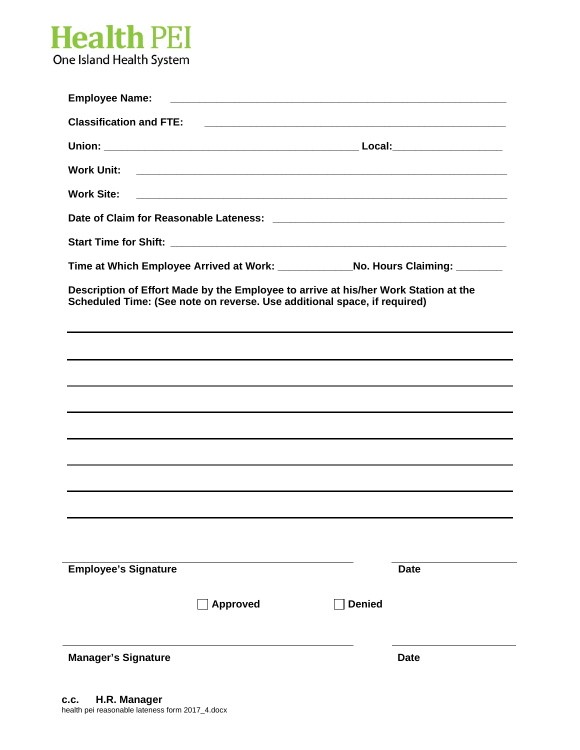**Health PEI**
One Island Health System

**Employee Name:** ____________________________________________

**Classification and FTE:** ____________________________________________

**Union:** ______________________________ **Local:** __________________

**Work Unit:** ____________________________________________

**Work Site:** ____________________________________________

**Date of Claim for Reasonable Lateness:** ______________________________

**Start Time for Shift:** ____________________________________________

**Time at Which Employee Arrived at Work:** ____________ **No. Hours Claiming:** ________

**Description of Effort Made by the Employee to arrive at his/her Work Station at the Scheduled Time: (See note on reverse. Use additional space, if required)**

____________________________________________

____________________________________________

____________________________________________

____________________________________________

____________________________________________

____________________________________________

____________________________________________

____________________________________________

______________________________ ______________

**Employee's Signature** **Date**

☐ **Approved** ☐ **Denied**

______________________________ ______________

**Manager's Signature** **Date**

**c.c. H.R. Manager**

health pei reasonable lateness form 2017_4.docx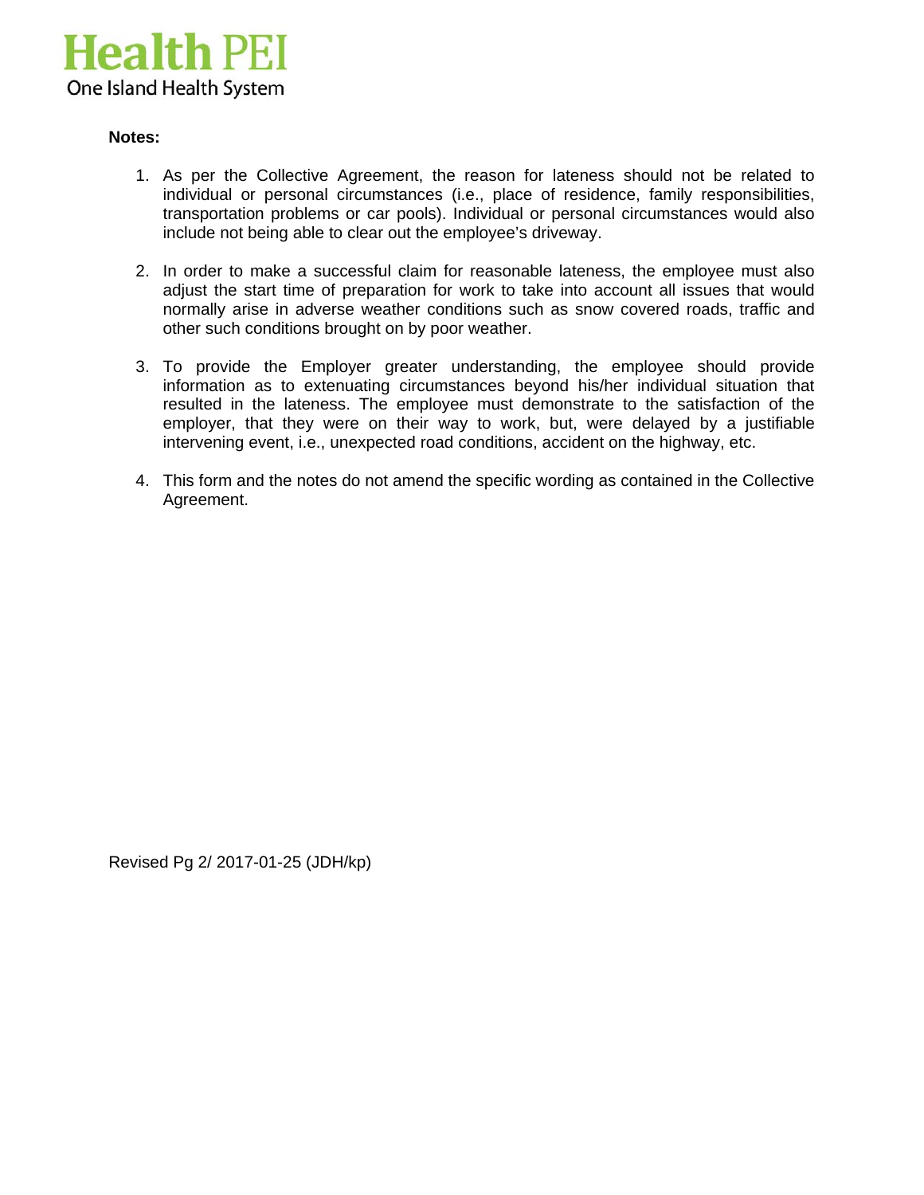**Notes:**

1. As per the Collective Agreement, the reason for lateness should not be related to individual or personal circumstances (i.e., place of residence, family responsibilities, transportation problems or car pools). Individual or personal circumstances would also include not being able to clear out the employee's driveway.

2. In order to make a successful claim for reasonable lateness, the employee must also adjust the start time of preparation for work to take into account all issues that would normally arise in adverse weather conditions such as snow covered roads, traffic and other such conditions brought on by poor weather.

3. To provide the Employer greater understanding, the employee should provide information as to extenuating circumstances beyond his/her individual situation that resulted in the lateness. The employee must demonstrate to the satisfaction of the employer, that they were on their way to work, but, were delayed by a justifiable intervening event, i.e., unexpected road conditions, accident on the highway, etc.

4. This form and the notes do not amend the specific wording as contained in the Collective Agreement.

Revised Pg 2/ 2017-01-25 (JDH/kp)